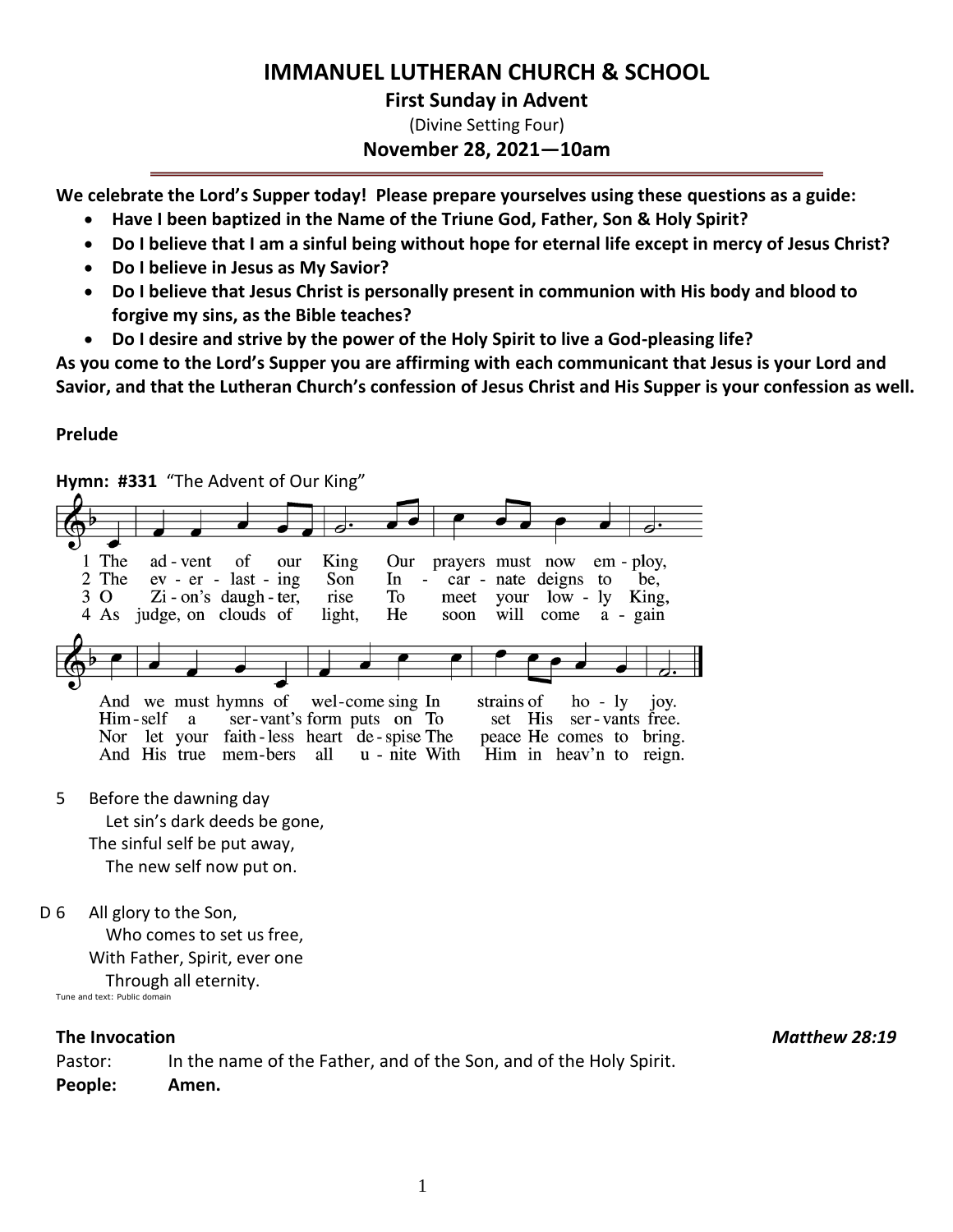# IMMANUEL LUTHERAN CHURCH & SCHOOL

## First Sunday in Advent

(Divine Setting Four)

### November 28, 2021—10am

**We celebrate the Lord's Supper today! Please prepare yourselves using these questions as a guide:**

- **Have I been baptized in the Name of the Triune God, Father, Son & Holy Spirit?**
- **Do I believe that I am a sinful being without hope for eternal life except in mercy of Jesus Christ?**
- **Do I believe in Jesus as My Savior?**
- **Do I believe that Jesus Christ is personally present in communion with His body and blood to forgive my sins, as the Bible teaches?**
- **Do I desire and strive by the power of the Holy Spirit to live a God-pleasing life?**

**As you come to the Lord's Supper you are affirming with each communicant that Jesus is your Lord and Savior, and that the Lutheran Church's confession of Jesus Christ and His Supper is your confession as well.**

**Prelude**

**Hymn: #331** "The Advent of Our King"

1 The advent of our King Our prayers must now employ,
And we must hymns of welcome sing In strains of holy joy.

2 The everlasting Son Incarnate deigns to be,
Himself a servant's form puts on To set His servants free.

3 O Zion's daughter, rise To meet your lowly King,
Nor let your faithless heart despise The peace He comes to bring.

4 As judge, on clouds of light, He soon will come again
And His true members all unite With Him in heav'n to reign.

5 Before the dawning day
Let sin's dark deeds be gone,
The sinful self be put away,
The new self now put on.

D 6 All glory to the Son,
Who comes to set us free,
With Father, Spirit, ever one
Through all eternity.

Tune and text: Public domain

**The Invocation** *Matthew 28:19*

Pastor: In the name of the Father, and of the Son, and of the Holy Spirit.

**People: Amen.**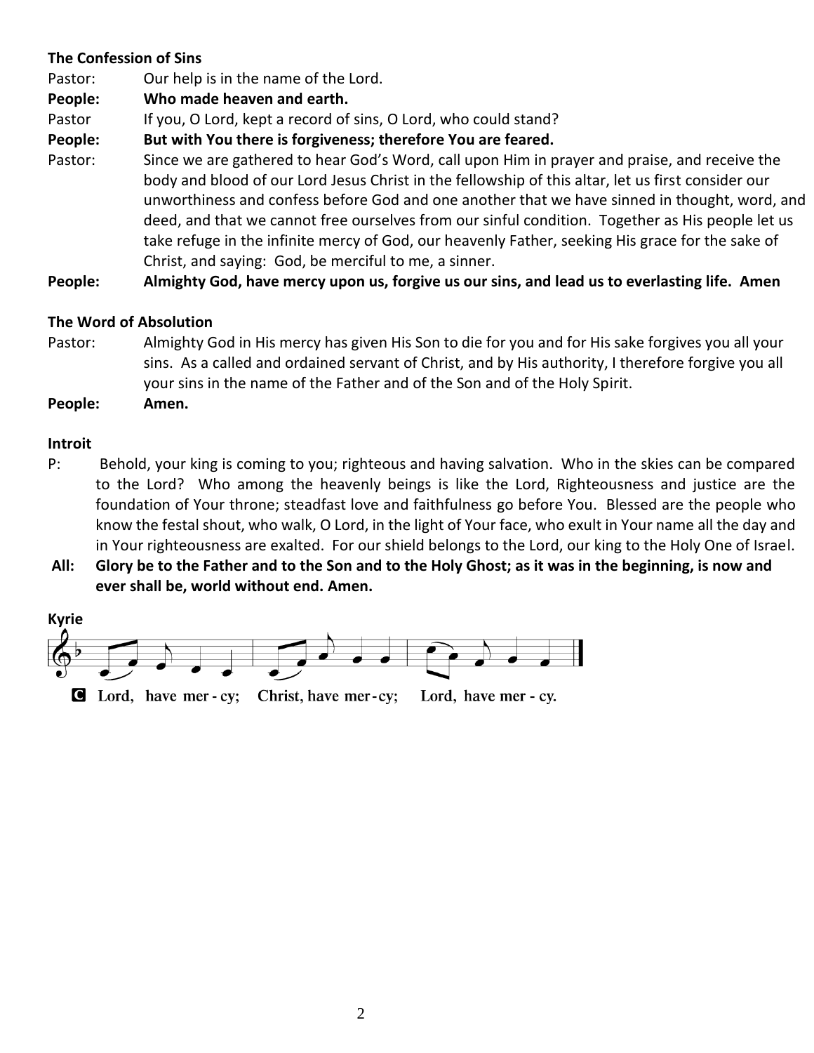**The Confession of Sins**

Pastor: Our help is in the name of the Lord.

**People: Who made heaven and earth.**

Pastor If you, O Lord, kept a record of sins, O Lord, who could stand?

**People: But with You there is forgiveness; therefore You are feared.**

Pastor: Since we are gathered to hear God's Word, call upon Him in prayer and praise, and receive the body and blood of our Lord Jesus Christ in the fellowship of this altar, let us first consider our unworthiness and confess before God and one another that we have sinned in thought, word, and deed, and that we cannot free ourselves from our sinful condition. Together as His people let us take refuge in the infinite mercy of God, our heavenly Father, seeking His grace for the sake of Christ, and saying: God, be merciful to me, a sinner.

**People: Almighty God, have mercy upon us, forgive us our sins, and lead us to everlasting life. Amen**

**The Word of Absolution**

Pastor: Almighty God in His mercy has given His Son to die for you and for His sake forgives you all your sins. As a called and ordained servant of Christ, and by His authority, I therefore forgive you all your sins in the name of the Father and of the Son and of the Holy Spirit.

**People: Amen.**

**Introit**

P: Behold, your king is coming to you; righteous and having salvation. Who in the skies can be compared to the Lord? Who among the heavenly beings is like the Lord, Righteousness and justice are the foundation of Your throne; steadfast love and faithfulness go before You. Blessed are the people who know the festal shout, who walk, O Lord, in the light of Your face, who exult in Your name all the day and in Your righteousness are exalted. For our shield belongs to the Lord, our king to the Holy One of Israel.

**All: Glory be to the Father and to the Son and to the Holy Ghost; as it was in the beginning, is now and ever shall be, world without end. Amen.**

**Kyrie**

C Lord, have mer - cy; Christ, have mer-cy; Lord, have mer - cy.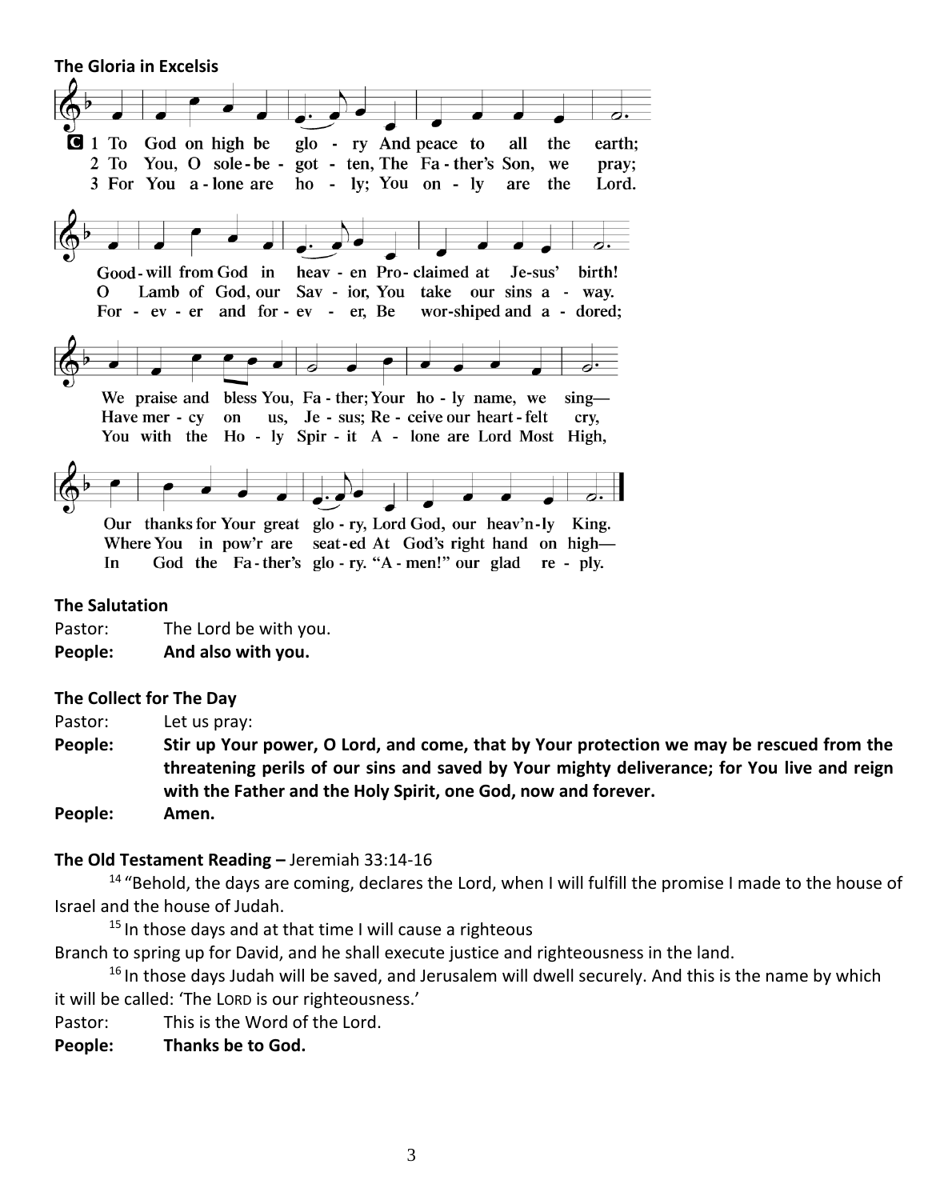**The Gloria in Excelsis**

1 To God on high be glo - ry And peace to all the earth;
Good-will from God in heav - en Pro-claimed at Je-sus' birth!
We praise and bless You, Fa - ther; Your ho - ly name, we sing—
Our thanks for Your great glo - ry, Lord God, our heav'n-ly King.

2 To You, O sole-be - got - ten, The Fa - ther's Son, we pray;
O Lamb of God, our Sav - ior, You take our sins a - way.
Have mer - cy on us, Je - sus; Re - ceive our heart-felt cry,
Where You in pow'r are seat-ed At God's right hand on high—

3 For You a-lone are ho - ly; You on - ly are the Lord.
For - ev - er and for - ev - er, Be wor-shiped and a - dored;
You with the Ho - ly Spir - it A - lone are Lord Most High,
In God the Fa-ther's glo - ry. "A - men!" our glad re - ply.

**The Salutation**

Pastor: The Lord be with you.

**People: And also with you.**

**The Collect for The Day**

Pastor: Let us pray:

**People: Stir up Your power, O Lord, and come, that by Your protection we may be rescued from the threatening perils of our sins and saved by Your mighty deliverance; for You live and reign with the Father and the Holy Spirit, one God, now and forever.**

**People: Amen.**

**The Old Testament Reading –** Jeremiah 33:14-16

[14] "Behold, the days are coming, declares the Lord, when I will fulfill the promise I made to the house of Israel and the house of Judah.

[15] In those days and at that time I will cause a righteous Branch to spring up for David, and he shall execute justice and righteousness in the land.

[16] In those days Judah will be saved, and Jerusalem will dwell securely. And this is the name by which it will be called: 'The LORD is our righteousness.'

Pastor: This is the Word of the Lord.

**People: Thanks be to God.**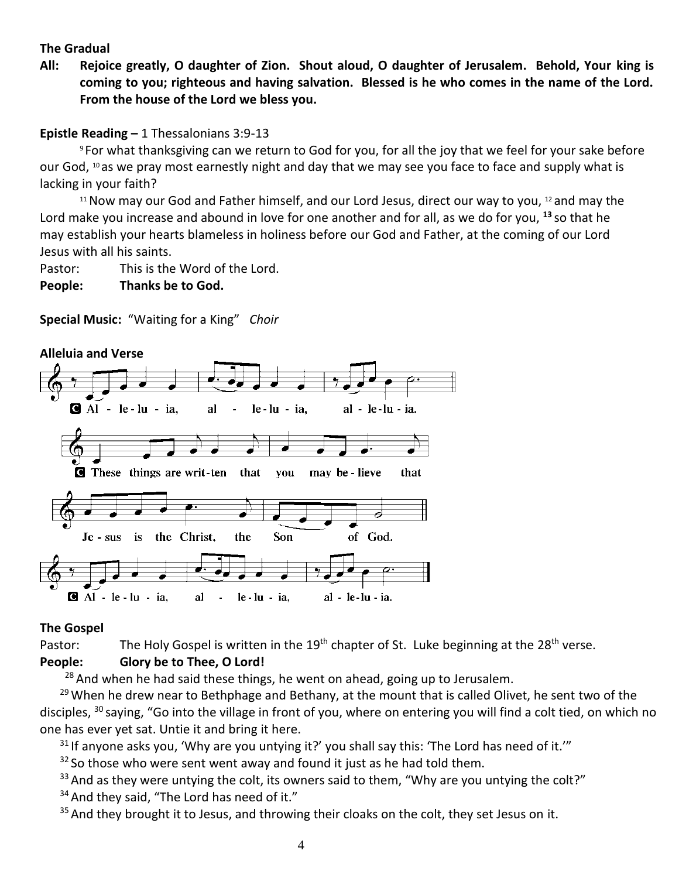**The Gradual**

**All: Rejoice greatly, O daughter of Zion. Shout aloud, O daughter of Jerusalem. Behold, Your king is coming to you; righteous and having salvation. Blessed is he who comes in the name of the Lord. From the house of the Lord we bless you.**

**Epistle Reading –** 1 Thessalonians 3:9-13

[9] For what thanksgiving can we return to God for you, for all the joy that we feel for your sake before our God, [10] as we pray most earnestly night and day that we may see you face to face and supply what is lacking in your faith?

[11] Now may our God and Father himself, and our Lord Jesus, direct our way to you, [12] and may the Lord make you increase and abound in love for one another and for all, as we do for you, **[13]** so that he may establish your hearts blameless in holiness before our God and Father, at the coming of our Lord Jesus with all his saints.

Pastor: This is the Word of the Lord.

**People: Thanks be to God.**

**Special Music:** "Waiting for a King" *Choir*

**Alleluia and Verse**

C Al - le - lu - ia, al - le - lu - ia, al - le - lu - ia.

C These things are writ - ten that you may be - lieve that Je - sus is the Christ, the Son of God.

C Al - le - lu - ia, al - le - lu - ia, al - le - lu - ia.

**The Gospel**

Pastor: The Holy Gospel is written in the 19th chapter of St. Luke beginning at the 28th verse.

**People: Glory be to Thee, O Lord!**

[28] And when he had said these things, he went on ahead, going up to Jerusalem.

[29] When he drew near to Bethphage and Bethany, at the mount that is called Olivet, he sent two of the disciples, [30] saying, "Go into the village in front of you, where on entering you will find a colt tied, on which no one has ever yet sat. Untie it and bring it here.

[31] If anyone asks you, 'Why are you untying it?' you shall say this: 'The Lord has need of it.'"

[32] So those who were sent went away and found it just as he had told them.

[33] And as they were untying the colt, its owners said to them, "Why are you untying the colt?"

[34] And they said, "The Lord has need of it."

[35] And they brought it to Jesus, and throwing their cloaks on the colt, they set Jesus on it.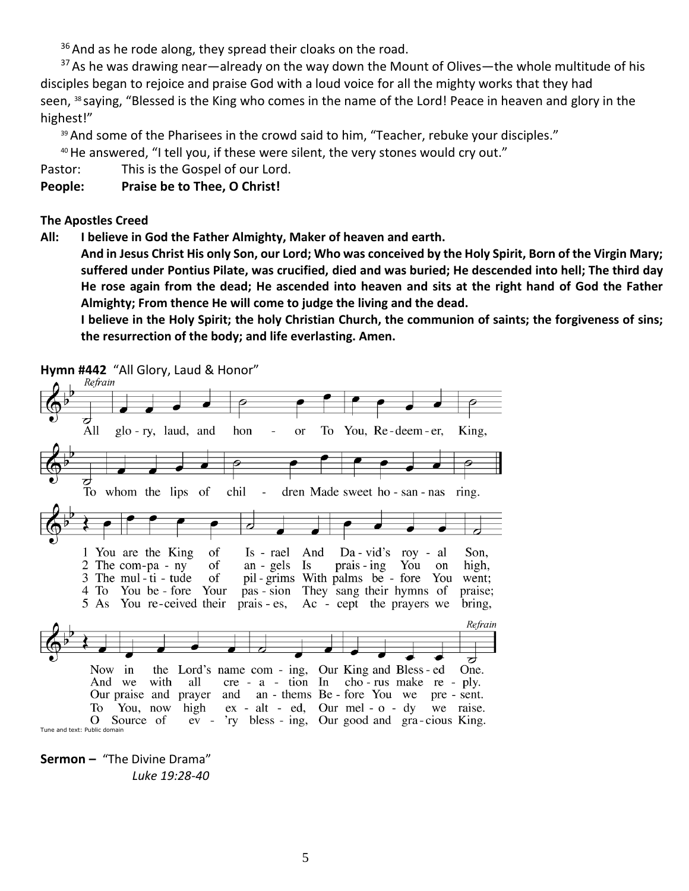[36] And as he rode along, they spread their cloaks on the road.

[37] As he was drawing near—already on the way down the Mount of Olives—the whole multitude of his disciples began to rejoice and praise God with a loud voice for all the mighty works that they had seen, [38] saying, "Blessed is the King who comes in the name of the Lord! Peace in heaven and glory in the highest!"

[39] And some of the Pharisees in the crowd said to him, "Teacher, rebuke your disciples."

[40] He answered, "I tell you, if these were silent, the very stones would cry out."

Pastor: This is the Gospel of our Lord.

**People: Praise be to Thee, O Christ!**

**The Apostles Creed**

**All: I believe in God the Father Almighty, Maker of heaven and earth.**

**And in Jesus Christ His only Son, our Lord; Who was conceived by the Holy Spirit, Born of the Virgin Mary; suffered under Pontius Pilate, was crucified, died and was buried; He descended into hell; The third day He rose again from the dead; He ascended into heaven and sits at the right hand of God the Father Almighty; From thence He will come to judge the living and the dead.**

**I believe in the Holy Spirit; the holy Christian Church, the communion of saints; the forgiveness of sins; the resurrection of the body; and life everlasting. Amen.**

**Hymn #442** "All Glory, Laud & Honor"

*Refrain*

All glory, laud, and honor To You, Redeemer, King,
To whom the lips of children Made sweet hosannas ring.

1 You are the King of Israel And David's royal Son,
Now in the Lord's name coming, Our King and Blessed One.

2 The company of angels Is praising You on high,
And we with all creation In chorus make reply.

3 The multitude of pilgrims With palms before You went;
Our praise and prayer and anthems Before You we present.

4 To You before Your passion They sang their hymns of praise;
To You, now high exalted, Our melody we raise.

5 As You received their praises, Accept the prayers we bring,
O Source of ev'ry blessing, Our good and gracious King.

*Refrain*

Tune and text: Public domain

**Sermon –** "The Divine Drama"
*Luke 19:28-40*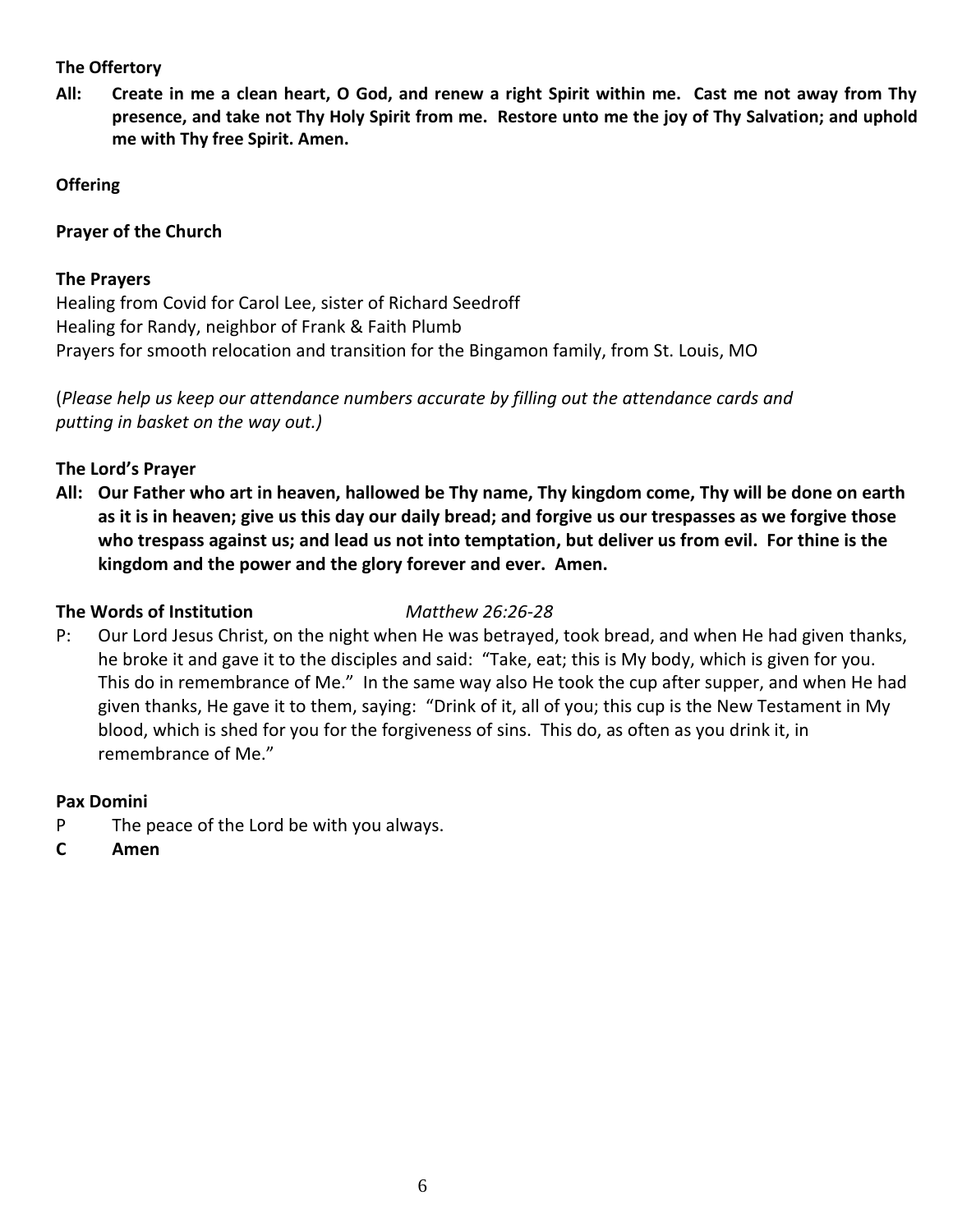**The Offertory**

**All: Create in me a clean heart, O God, and renew a right Spirit within me. Cast me not away from Thy presence, and take not Thy Holy Spirit from me. Restore unto me the joy of Thy Salvation; and uphold me with Thy free Spirit. Amen.**

**Offering**

**Prayer of the Church**

**The Prayers**

Healing from Covid for Carol Lee, sister of Richard Seedroff
Healing for Randy, neighbor of Frank & Faith Plumb
Prayers for smooth relocation and transition for the Bingamon family, from St. Louis, MO

(*Please help us keep our attendance numbers accurate by filling out the attendance cards and putting in basket on the way out.)*

**The Lord's Prayer**

**All: Our Father who art in heaven, hallowed be Thy name, Thy kingdom come, Thy will be done on earth as it is in heaven; give us this day our daily bread; and forgive us our trespasses as we forgive those who trespass against us; and lead us not into temptation, but deliver us from evil. For thine is the kingdom and the power and the glory forever and ever. Amen.**

**The Words of Institution** *Matthew 26:26-28*

P: Our Lord Jesus Christ, on the night when He was betrayed, took bread, and when He had given thanks, he broke it and gave it to the disciples and said: "Take, eat; this is My body, which is given for you. This do in remembrance of Me." In the same way also He took the cup after supper, and when He had given thanks, He gave it to them, saying: "Drink of it, all of you; this cup is the New Testament in My blood, which is shed for you for the forgiveness of sins. This do, as often as you drink it, in remembrance of Me."

**Pax Domini**

P The peace of the Lord be with you always.

**C Amen**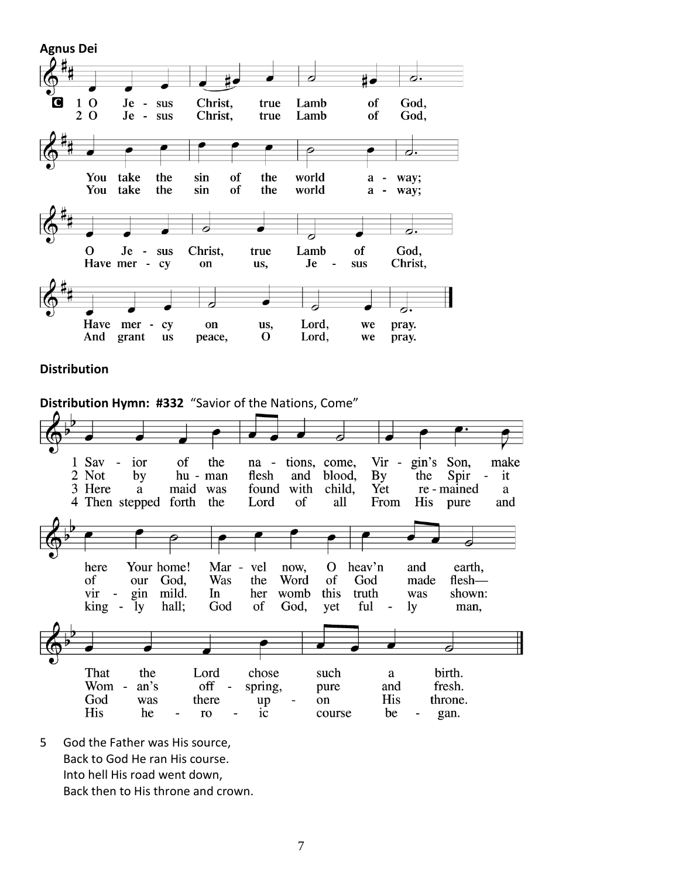**Agnus Dei**

C 1 O Jesus Christ, true Lamb of God,
You take the sin of the world away;
O Jesus Christ, true Lamb of God,
Have mercy on us, Lord, we pray.

2 O Jesus Christ, true Lamb of God,
You take the sin of the world away;
Have mercy on us, Jesus Christ,
And grant us peace, O Lord, we pray.

**Distribution**

**Distribution Hymn: #332** "Savior of the Nations, Come"

1 Savior of the nations, come, Virgin's Son, make here Your home!
Marvel now, O heav'n and earth, That the Lord chose such a birth.

2 Not by human flesh and blood, By the Spirit of our God,
Was the Word of God made flesh— Woman's offspring, pure and fresh.

3 Here a maid was found with child, Yet remained a virgin mild.
In her womb this truth was shown: God was there upon His throne.

4 Then stepped forth the Lord of all From His pure and kingly hall;
God of God, yet fully man, His heroic course began.

5 God the Father was His source,
Back to God He ran His course.
Into hell His road went down,
Back then to His throne and crown.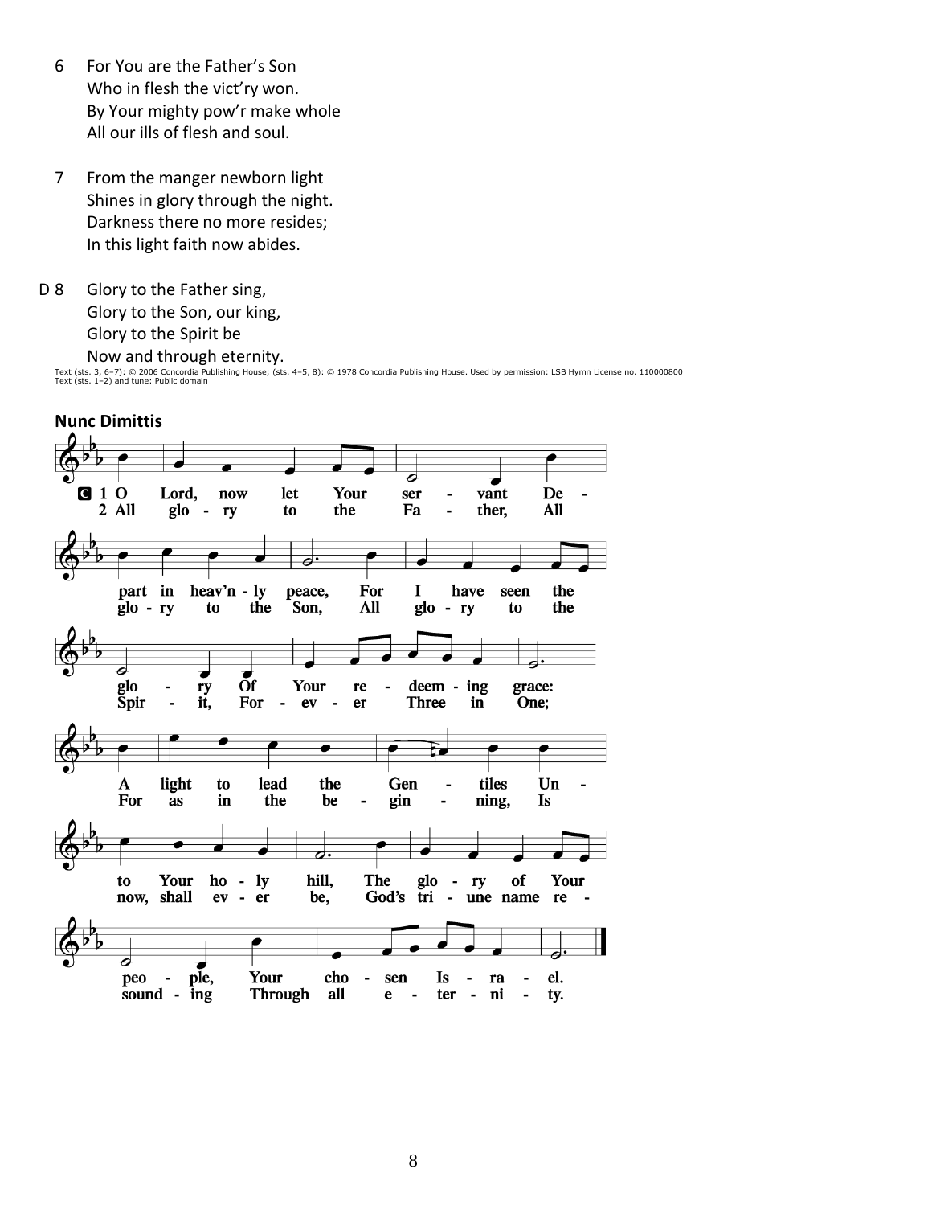6 For You are the Father's Son
Who in flesh the vict'ry won.
By Your mighty pow'r make whole
All our ills of flesh and soul.

7 From the manger newborn light
Shines in glory through the night.
Darkness there no more resides;
In this light faith now abides.

D 8 Glory to the Father sing,
Glory to the Son, our king,
Glory to the Spirit be
Now and through eternity.

Text (sts. 3, 6–7): © 2006 Concordia Publishing House; (sts. 4–5, 8): © 1978 Concordia Publishing House. Used by permission: LSB Hymn License no. 110000800
Text (sts. 1–2) and tune: Public domain

**Nunc Dimittis**

C 1 O Lord, now let Your servant Depart in heav'nly peace, For I have seen the glory Of Your redeeming grace: A light to lead the Gentiles Unto Your holy hill, The glory of Your people, Your chosen Israel.

2 All glory to the Father, All glory to the Son, All glory to the Spirit, Forever Three in One; For as in the beginning, Is now, shall ever be, God's triune name resounding Through all eternity.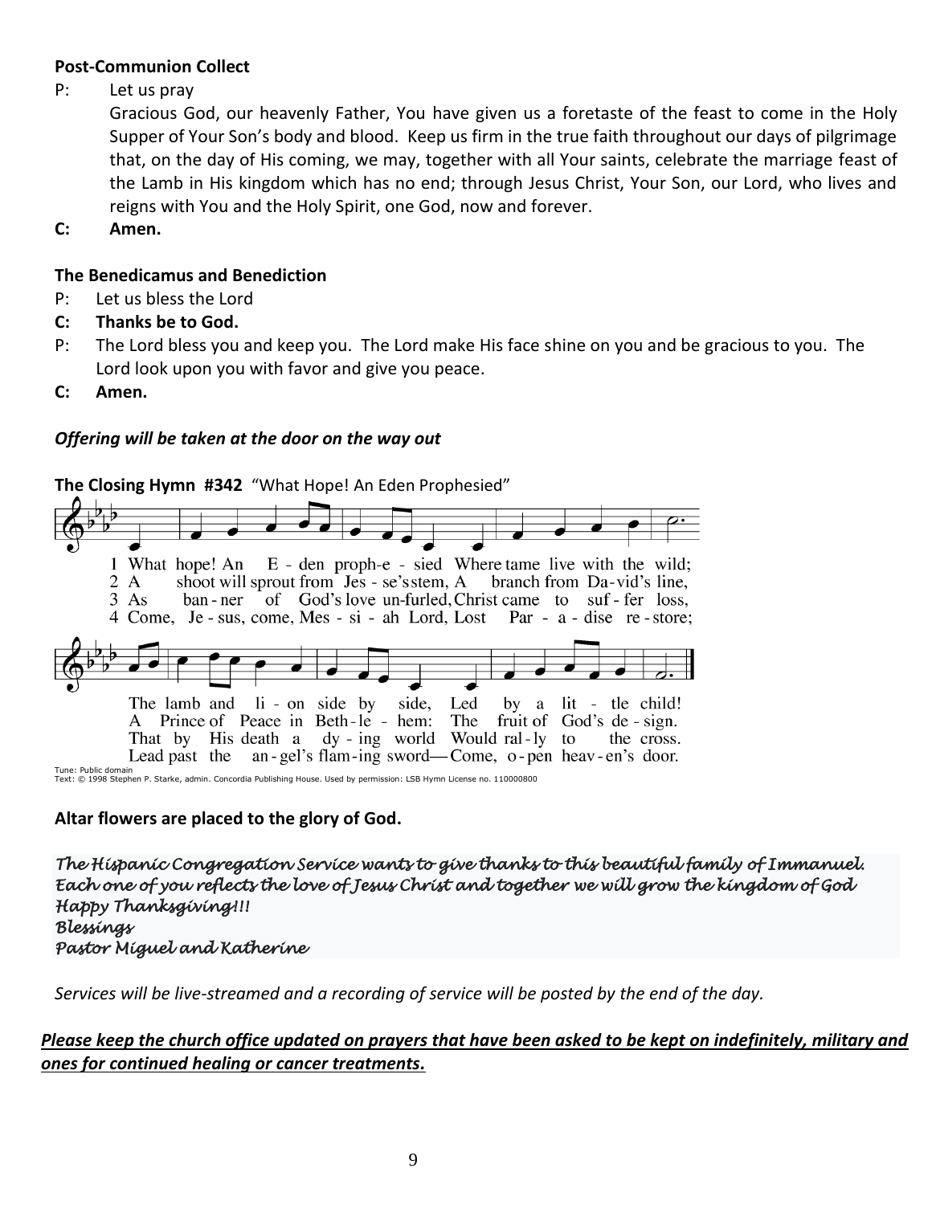**Post-Communion Collect**

P: Let us pray

Gracious God, our heavenly Father, You have given us a foretaste of the feast to come in the Holy Supper of Your Son's body and blood. Keep us firm in the true faith throughout our days of pilgrimage that, on the day of His coming, we may, together with all Your saints, celebrate the marriage feast of the Lamb in His kingdom which has no end; through Jesus Christ, Your Son, our Lord, who lives and reigns with You and the Holy Spirit, one God, now and forever.

**C: Amen.**

**The Benedicamus and Benediction**

P: Let us bless the Lord

**C: Thanks be to God.**

P: The Lord bless you and keep you. The Lord make His face shine on you and be gracious to you. The Lord look upon you with favor and give you peace.

**C: Amen.**

***Offering will be taken at the door on the way out***

**The Closing Hymn #342** "What Hope! An Eden Prophesied"

1 What hope! An E - den proph-e - sied Where tame live with the wild; The lamb and li - on side by side, Led by a lit - tle child!

2 A shoot will sprout from Jes - se's stem, A branch from Da-vid's line, A Prince of Peace in Beth-le - hem: The fruit of God's de - sign.

3 As ban - ner of God's love un-furled, Christ came to suf - fer loss, That by His death a dy - ing world Would ral - ly to the cross.

4 Come, Je - sus, come, Mes - si - ah Lord, Lost Par - a - dise re - store; Lead past the an - gel's flam-ing sword—Come, o - pen heav - en's door.

Tune: Public domain
Text: © 1998 Stephen P. Starke, admin. Concordia Publishing House. Used by permission: LSB Hymn License no. 110000800

**Altar flowers are placed to the glory of God.**

*The Hispanic Congregation Service wants to give thanks to this beautiful family of Immanuel. Each one of you reflects the love of Jesus Christ and together we will grow the kingdom of God*
*Happy Thanksgiving!!!*
*Blessings*
*Pastor Miguel and Katherine*

*Services will be live-streamed and a recording of service will be posted by the end of the day.*

***<u>Please keep the church office updated on prayers that have been asked to be kept on indefinitely, military and ones for continued healing or cancer treatments.</u>***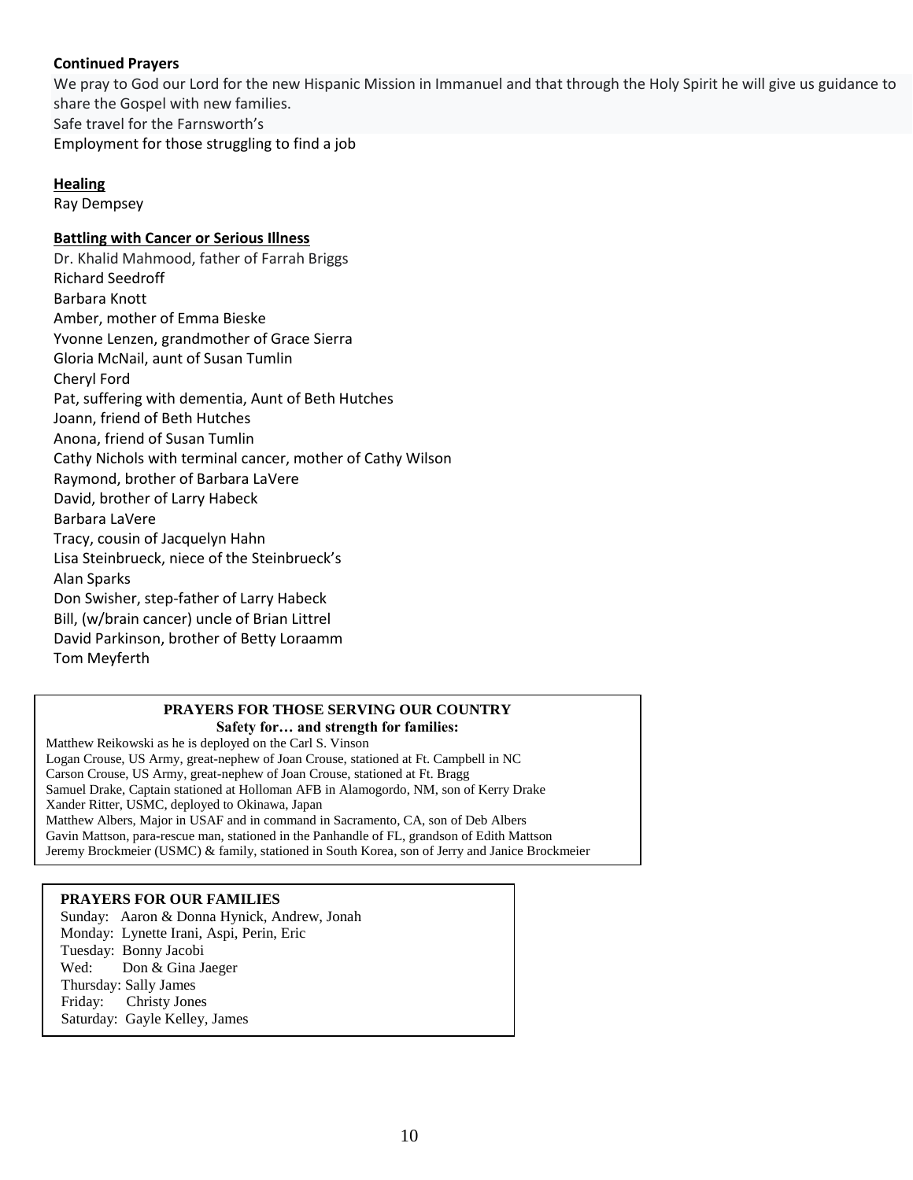**Continued Prayers**

We pray to God our Lord for the new Hispanic Mission in Immanuel and that through the Holy Spirit he will give us guidance to share the Gospel with new families.

Safe travel for the Farnsworth's

Employment for those struggling to find a job

**Healing**

Ray Dempsey

**Battling with Cancer or Serious Illness**

Dr. Khalid Mahmood, father of Farrah Briggs
Richard Seedroff
Barbara Knott
Amber, mother of Emma Bieske
Yvonne Lenzen, grandmother of Grace Sierra
Gloria McNail, aunt of Susan Tumlin
Cheryl Ford
Pat, suffering with dementia, Aunt of Beth Hutches
Joann, friend of Beth Hutches
Anona, friend of Susan Tumlin
Cathy Nichols with terminal cancer, mother of Cathy Wilson
Raymond, brother of Barbara LaVere
David, brother of Larry Habeck
Barbara LaVere
Tracy, cousin of Jacquelyn Hahn
Lisa Steinbrueck, niece of the Steinbrueck's
Alan Sparks
Don Swisher, step-father of Larry Habeck
Bill, (w/brain cancer) uncle of Brian Littrel
David Parkinson, brother of Betty Loraamm
Tom Meyferth

**PRAYERS FOR THOSE SERVING OUR COUNTRY**

**Safety for… and strength for families:**

Matthew Reikowski as he is deployed on the Carl S. Vinson
Logan Crouse, US Army, great-nephew of Joan Crouse, stationed at Ft. Campbell in NC
Carson Crouse, US Army, great-nephew of Joan Crouse, stationed at Ft. Bragg
Samuel Drake, Captain stationed at Holloman AFB in Alamogordo, NM, son of Kerry Drake
Xander Ritter, USMC, deployed to Okinawa, Japan
Matthew Albers, Major in USAF and in command in Sacramento, CA, son of Deb Albers
Gavin Mattson, para-rescue man, stationed in the Panhandle of FL, grandson of Edith Mattson
Jeremy Brockmeier (USMC) & family, stationed in South Korea, son of Jerry and Janice Brockmeier

**PRAYERS FOR OUR FAMILIES**

Sunday: Aaron & Donna Hynick, Andrew, Jonah
Monday: Lynette Irani, Aspi, Perin, Eric
Tuesday: Bonny Jacobi
Wed: Don & Gina Jaeger
Thursday: Sally James
Friday: Christy Jones
Saturday: Gayle Kelley, James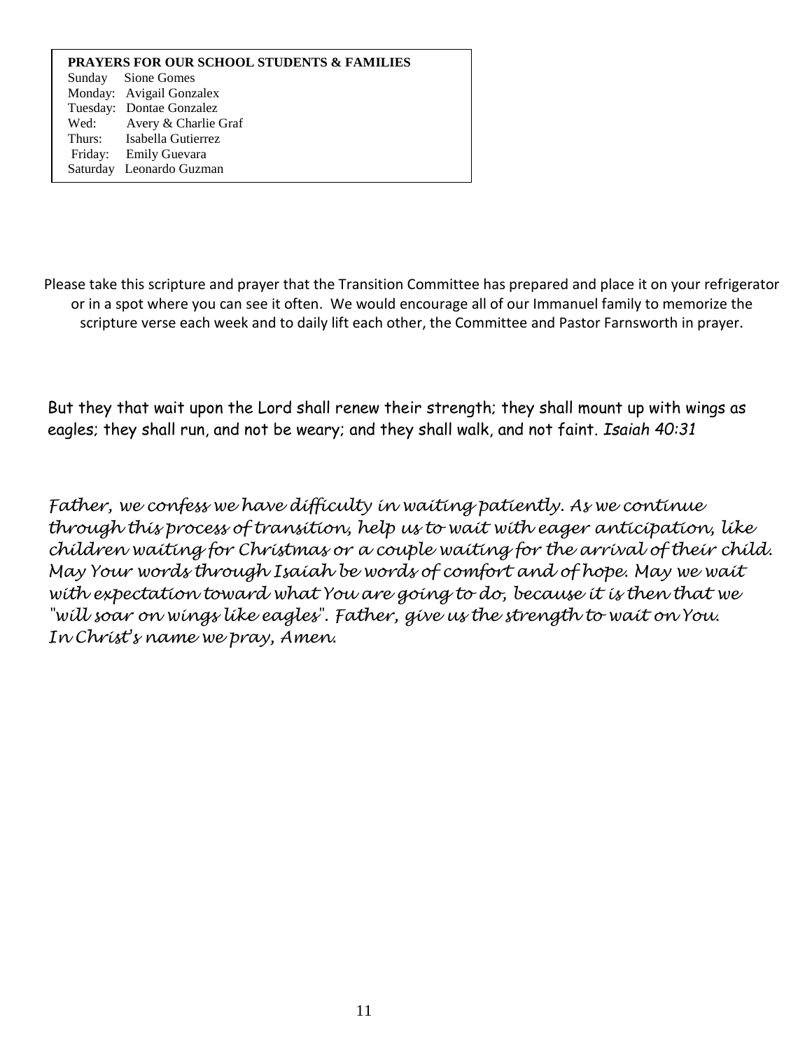**PRAYERS FOR OUR SCHOOL STUDENTS & FAMILIES**

| Day | Name |
|---|---|
| Sunday | Sione Gomes |
| Monday: | Avigail Gonzalex |
| Tuesday: | Dontae Gonzalez |
| Wed: | Avery & Charlie Graf |
| Thurs: | Isabella Gutierrez |
| Friday: | Emily Guevara |
| Saturday | Leonardo Guzman |

Please take this scripture and prayer that the Transition Committee has prepared and place it on your refrigerator or in a spot where you can see it often. We would encourage all of our Immanuel family to memorize the scripture verse each week and to daily lift each other, the Committee and Pastor Farnsworth in prayer.

But they that wait upon the Lord shall renew their strength; they shall mount up with wings as eagles; they shall run, and not be weary; and they shall walk, and not faint. *Isaiah 40:31*

*Father, we confess we have difficulty in waiting patiently. As we continue through this process of transition, help us to wait with eager anticipation, like children waiting for Christmas or a couple waiting for the arrival of their child. May Your words through Isaiah be words of comfort and of hope. May we wait with expectation toward what You are going to do, because it is then that we "will soar on wings like eagles". Father, give us the strength to wait on You. In Christ's name we pray, Amen.*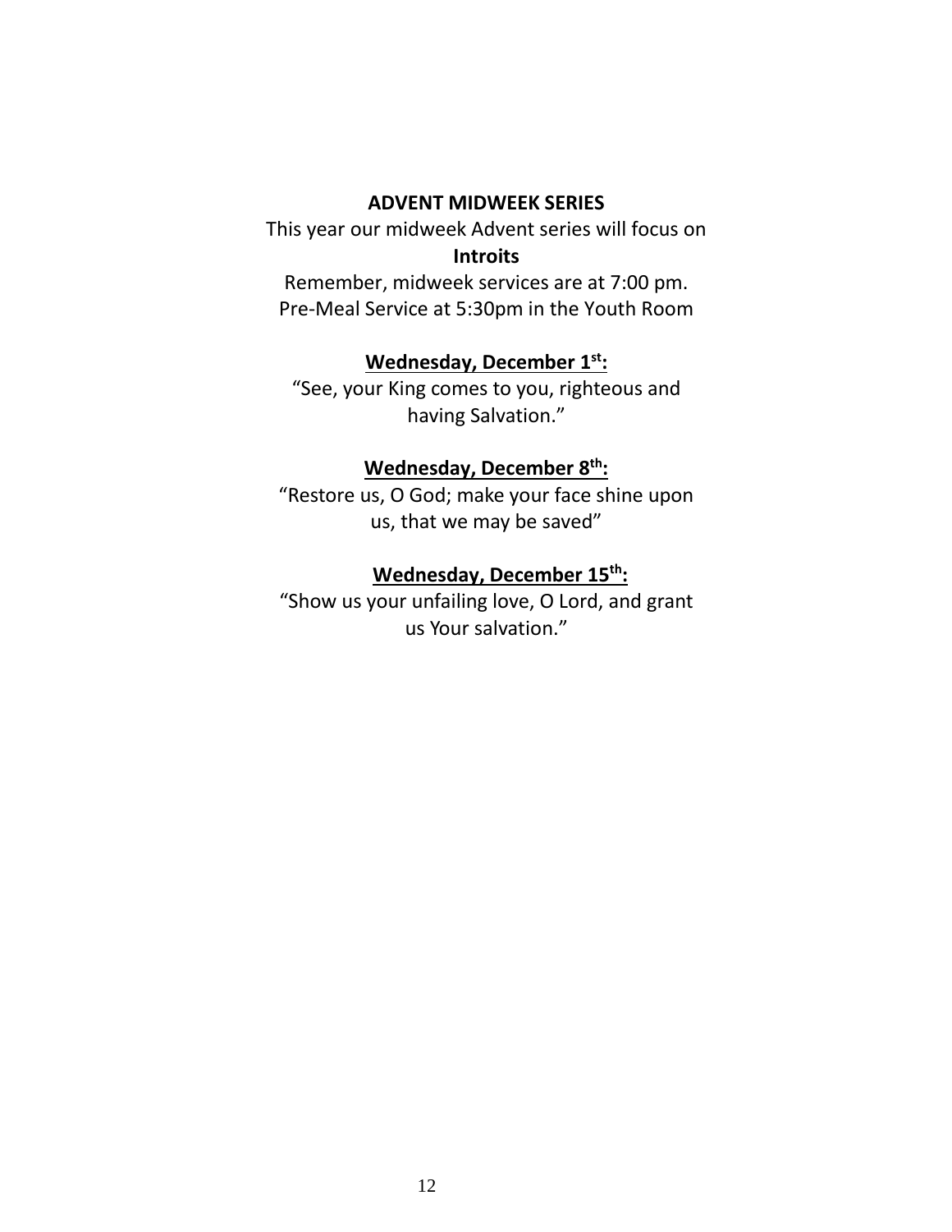## ADVENT MIDWEEK SERIES

This year our midweek Advent series will focus on

**Introits**

Remember, midweek services are at 7:00 pm.
Pre-Meal Service at 5:30pm in the Youth Room

**Wednesday, December 1st:**

"See, your King comes to you, righteous and having Salvation."

**Wednesday, December 8th:**

"Restore us, O God; make your face shine upon us, that we may be saved"

**Wednesday, December 15th:**

"Show us your unfailing love, O Lord, and grant us Your salvation."